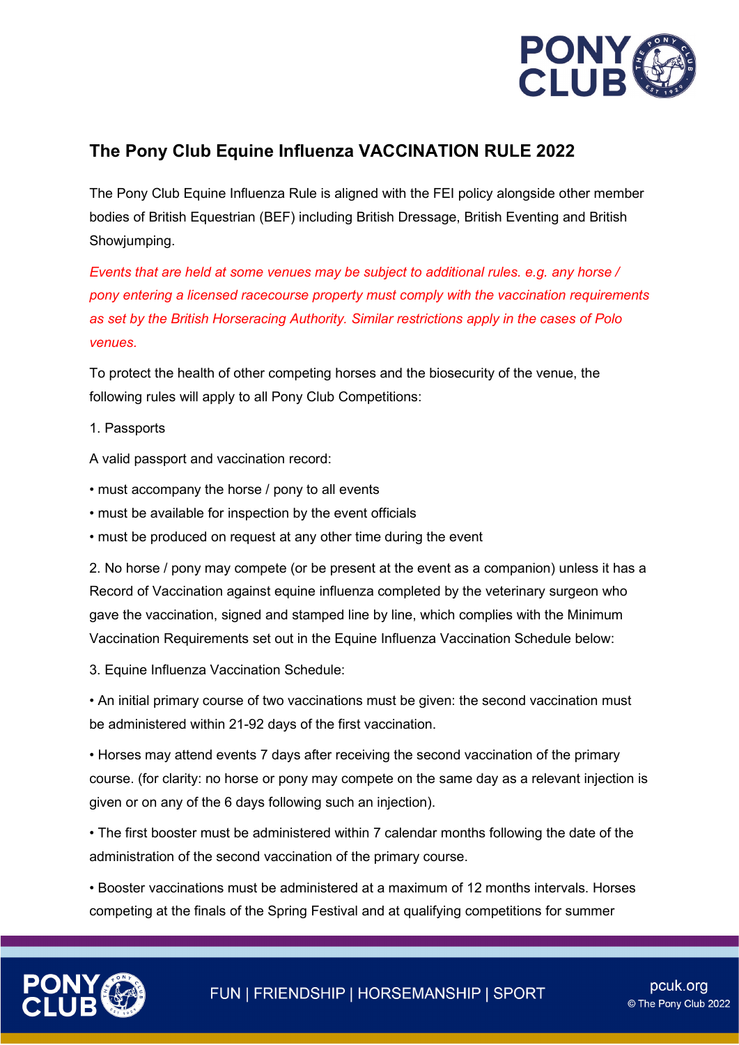# The Pony Club Equine Influenza VACCINATION RULE 2022

The Pony Club Equine Influenza Rule is aligned with the FEI policy alongside other member bodies of British Equestrian (BEF) including British Dressage, British Eventing and British Showjumping.

*Events that are held at some venues may be subject to additional rules. e.g. any horse / pony entering a licensed racecourse property must comply with the vaccination requirements as set by the British Horseracing Authority. Similar restrictions apply in the cases of Polo venues.*

To protect the health of other competing horses and the biosecurity of the venue, the following rules will apply to all Pony Club Competitions:

1. Passports

A valid passport and vaccination record:

- must accompany the horse / pony to all events
- must be available for inspection by the event officials
- must be produced on request at any other time during the event

2. No horse / pony may compete (or be present at the event as a companion) unless it has a Record of Vaccination against equine influenza completed by the veterinary surgeon who gave the vaccination, signed and stamped line by line, which complies with the Minimum Vaccination Requirements set out in the Equine Influenza Vaccination Schedule below:

3. Equine Influenza Vaccination Schedule:

- An initial primary course of two vaccinations must be given: the second vaccination must be administered within 21-92 days of the first vaccination.
- Horses may attend events 7 days after receiving the second vaccination of the primary course. (for clarity: no horse or pony may compete on the same day as a relevant injection is given or on any of the 6 days following such an injection).
- The first booster must be administered within 7 calendar months following the date of the administration of the second vaccination of the primary course.
- Booster vaccinations must be administered at a maximum of 12 months intervals. Horses competing at the finals of the Spring Festival and at qualifying competitions for summer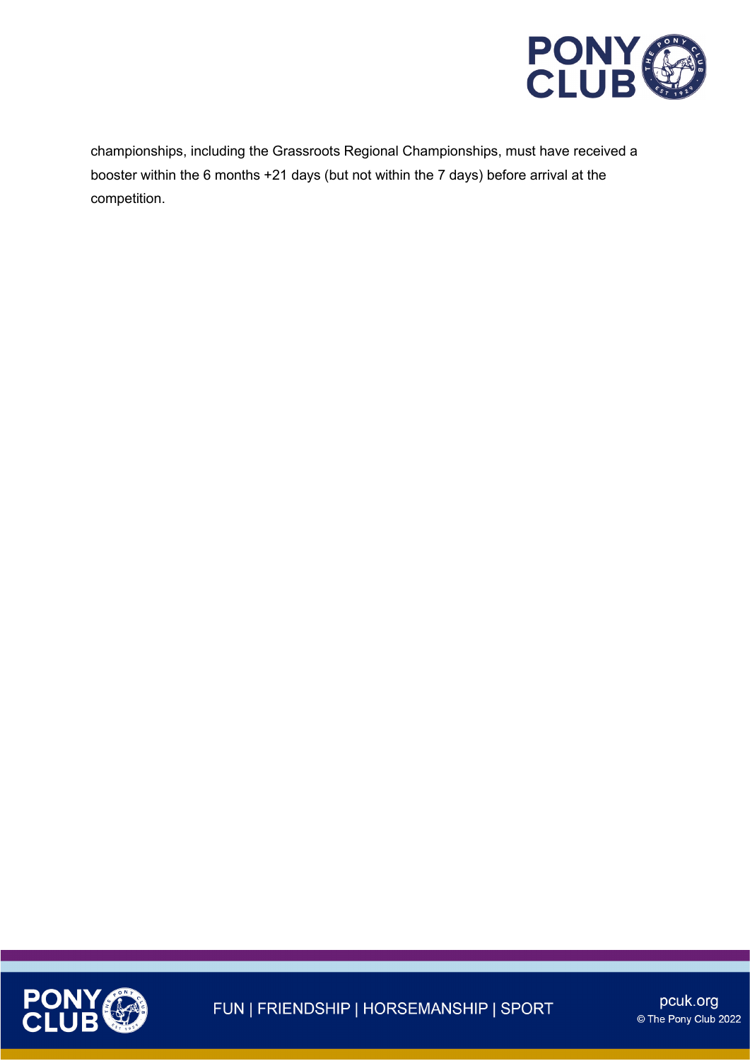championships, including the Grassroots Regional Championships, must have received a booster within the 6 months +21 days (but not within the 7 days) before arrival at the competition.